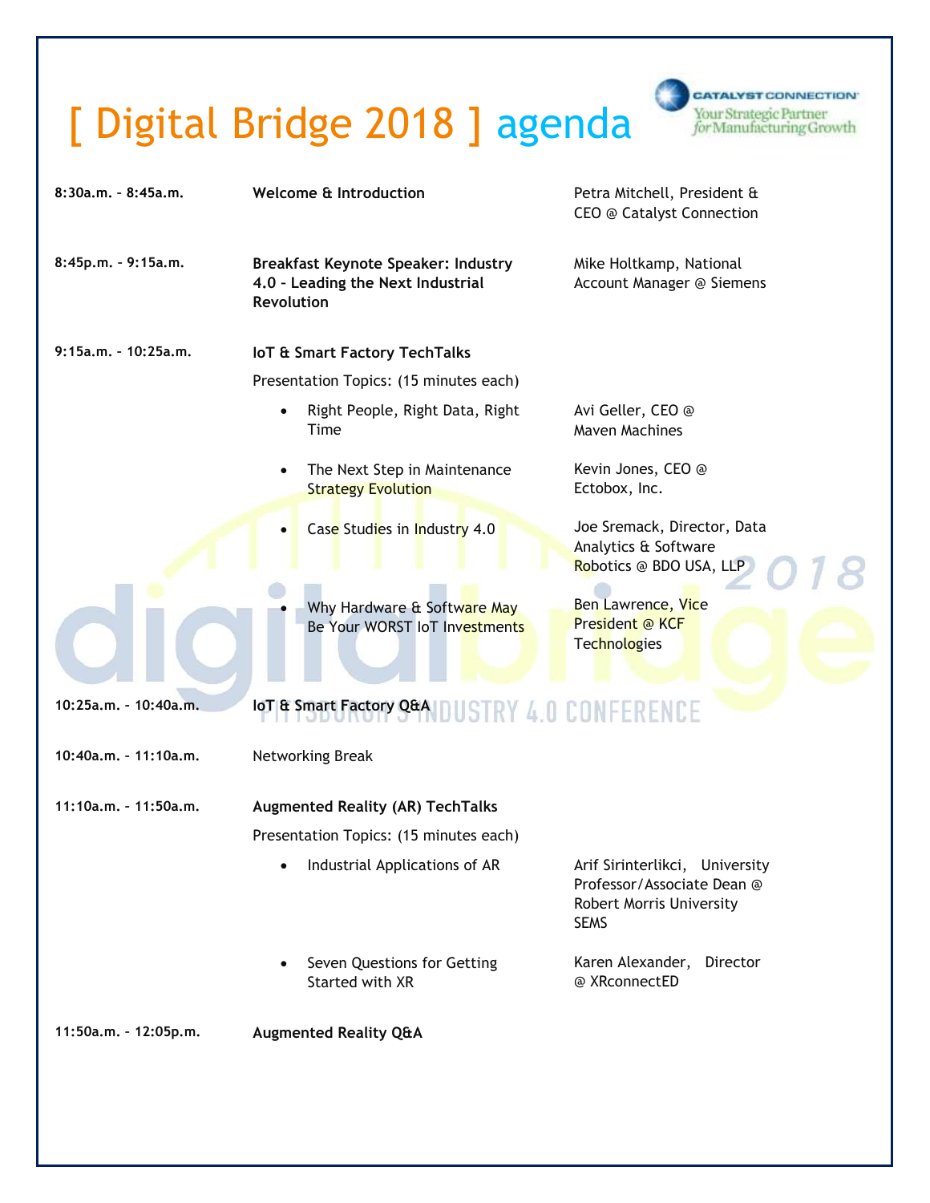# [ Digital Bridge 2018 ] agenda

CATALYST CONNECTION
Your Strategic Partner for Manufacturing Growth

| Time | Session | Speaker |
|---|---|---|
| **8:30a.m. – 8:45a.m.** | **Welcome & Introduction** | Petra Mitchell, President & CEO @ Catalyst Connection |
| **8:45p.m. – 9:15a.m.** | **Breakfast Keynote Speaker: Industry 4.0 – Leading the Next Industrial Revolution** | Mike Holtkamp, National Account Manager @ Siemens |
| **9:15a.m. – 10:25a.m.** | **IoT & Smart Factory TechTalks**<br>Presentation Topics: (15 minutes each) | |
| | • Right People, Right Data, Right Time | Avi Geller, CEO @ Maven Machines |
| | • The Next Step in Maintenance Strategy Evolution | Kevin Jones, CEO @ Ectobox, Inc. |
| | • Case Studies in Industry 4.0 | Joe Sremack, Director, Data Analytics & Software Robotics @ BDO USA, LLP |
| | • Why Hardware & Software May Be Your WORST IoT Investments | Ben Lawrence, Vice President @ KCF Technologies |
| **10:25a.m. – 10:40a.m.** | **IoT & Smart Factory Q&A** | |
| **10:40a.m. – 11:10a.m.** | Networking Break | |
| **11:10a.m. – 11:50a.m.** | **Augmented Reality (AR) TechTalks**<br>Presentation Topics: (15 minutes each) | |
| | • Industrial Applications of AR | Arif Sirinterlikci, University Professor/Associate Dean @ Robert Morris University SEMS |
| | • Seven Questions for Getting Started with XR | Karen Alexander, Director @ XRconnectED |
| **11:50a.m. – 12:05p.m.** | **Augmented Reality Q&A** | |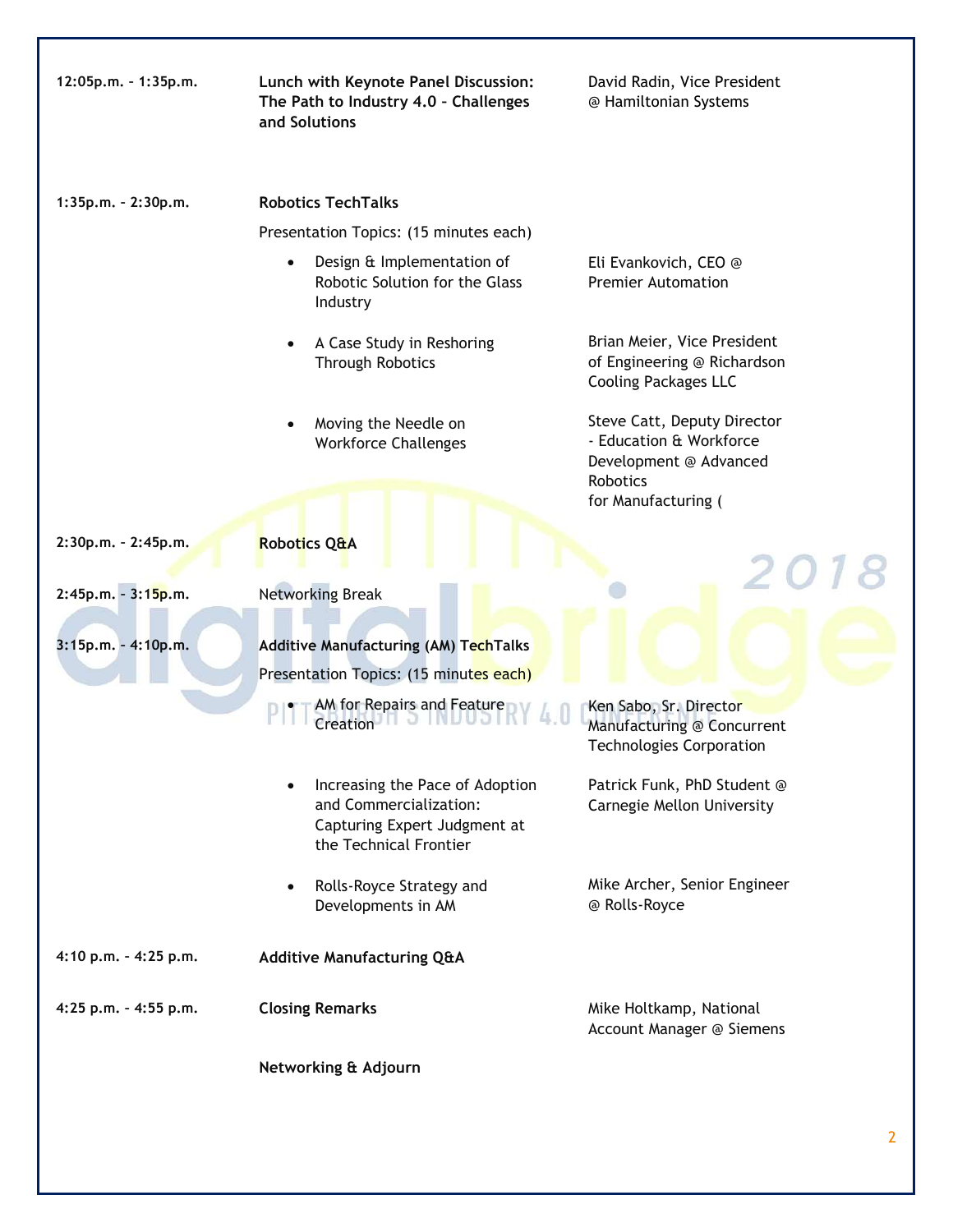| | | |
|---|---|---|
| 12:05p.m. - 1:35p.m. | **Lunch with Keynote Panel Discussion: The Path to Industry 4.0 – Challenges and Solutions** | David Radin, Vice President @ Hamiltonian Systems |
| 1:35p.m. – 2:30p.m. | **Robotics TechTalks**<br>Presentation Topics: (15 minutes each) | |
| | • Design & Implementation of Robotic Solution for the Glass Industry | Eli Evankovich, CEO @ Premier Automation |
| | • A Case Study in Reshoring Through Robotics | Brian Meier, Vice President of Engineering @ Richardson Cooling Packages LLC |
| | • Moving the Needle on Workforce Challenges | Steve Catt, Deputy Director - Education & Workforce Development @ Advanced Robotics for Manufacturing ( |
| 2:30p.m. – 2:45p.m. | **Robotics Q&A** | |
| 2:45p.m. - 3:15p.m. | Networking Break | |
| 3:15p.m. - 4:10p.m. | **Additive Manufacturing (AM) TechTalks**<br>Presentation Topics: (15 minutes each) | |
| | • AM for Repairs and Feature Creation | Ken Sabo, Sr. Director Manufacturing @ Concurrent Technologies Corporation |
| | • Increasing the Pace of Adoption and Commercialization: Capturing Expert Judgment at the Technical Frontier | Patrick Funk, PhD Student @ Carnegie Mellon University |
| | • Rolls-Royce Strategy and Developments in AM | Mike Archer, Senior Engineer @ Rolls-Royce |
| 4:10 p.m. - 4:25 p.m. | **Additive Manufacturing Q&A** | |
| 4:25 p.m. - 4:55 p.m. | **Closing Remarks** | Mike Holtkamp, National Account Manager @ Siemens |
| | **Networking & Adjourn** | |